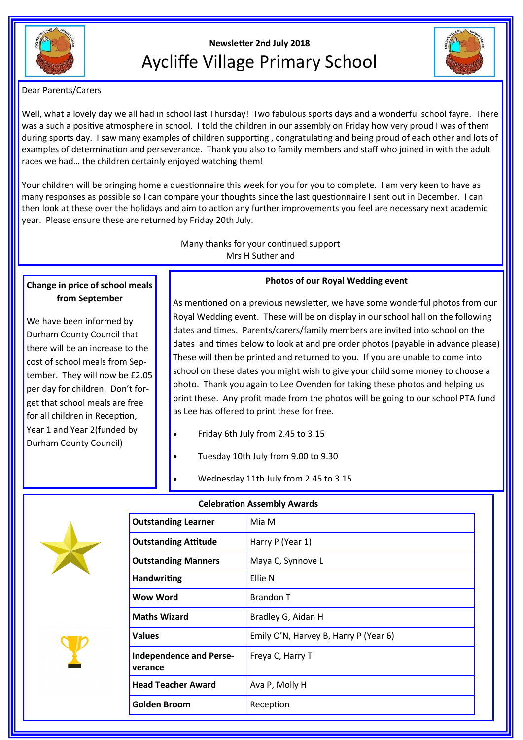Newsletter 2nd July 2018

# Aycliffe Village Primary School

Dear Parents/Carers

Well, what a lovely day we all had in school last Thursday! Two fabulous sports days and a wonderful school fayre. There was a such a positive atmosphere in school. I told the children in our assembly on Friday how very proud I was of them during sports day. I saw many examples of children supporting , congratulating and being proud of each other and lots of examples of determination and perseverance. Thank you also to family members and staff who joined in with the adult races we had… the children certainly enjoyed watching them!

Your children will be bringing home a questionnaire this week for you for you to complete. I am very keen to have as many responses as possible so I can compare your thoughts since the last questionnaire I sent out in December. I can then look at these over the holidays and aim to action any further improvements you feel are necessary next academic year. Please ensure these are returned by Friday 20th July.

Many thanks for your continued support
Mrs H Sutherland

**Change in price of school meals from September**

We have been informed by Durham County Council that there will be an increase to the cost of school meals from September. They will now be £2.05 per day for children. Don't forget that school meals are free for all children in Reception, Year 1 and Year 2(funded by Durham County Council)

**Photos of our Royal Wedding event**

As mentioned on a previous newsletter, we have some wonderful photos from our Royal Wedding event. These will be on display in our school hall on the following dates and times. Parents/carers/family members are invited into school on the dates and times below to look at and pre order photos (payable in advance please) These will then be printed and returned to you. If you are unable to come into school on these dates you might wish to give your child some money to choose a photo. Thank you again to Lee Ovenden for taking these photos and helping us print these. Any profit made from the photos will be going to our school PTA fund as Lee has offered to print these for free.

- Friday 6th July from 2.45 to 3.15
- Tuesday 10th July from 9.00 to 9.30
- Wednesday 11th July from 2.45 to 3.15

**Celebration Assembly Awards**

| Award | Recipients |
| --- | --- |
| **Outstanding Learner** | Mia M |
| **Outstanding Attitude** | Harry P (Year 1) |
| **Outstanding Manners** | Maya C, Synnove L |
| **Handwriting** | Ellie N |
| **Wow Word** | Brandon T |
| **Maths Wizard** | Bradley G, Aidan H |
| **Values** | Emily O'N, Harvey B, Harry P (Year 6) |
| **Independence and Perseverance** | Freya C, Harry T |
| **Head Teacher Award** | Ava P, Molly H |
| **Golden Broom** | Reception |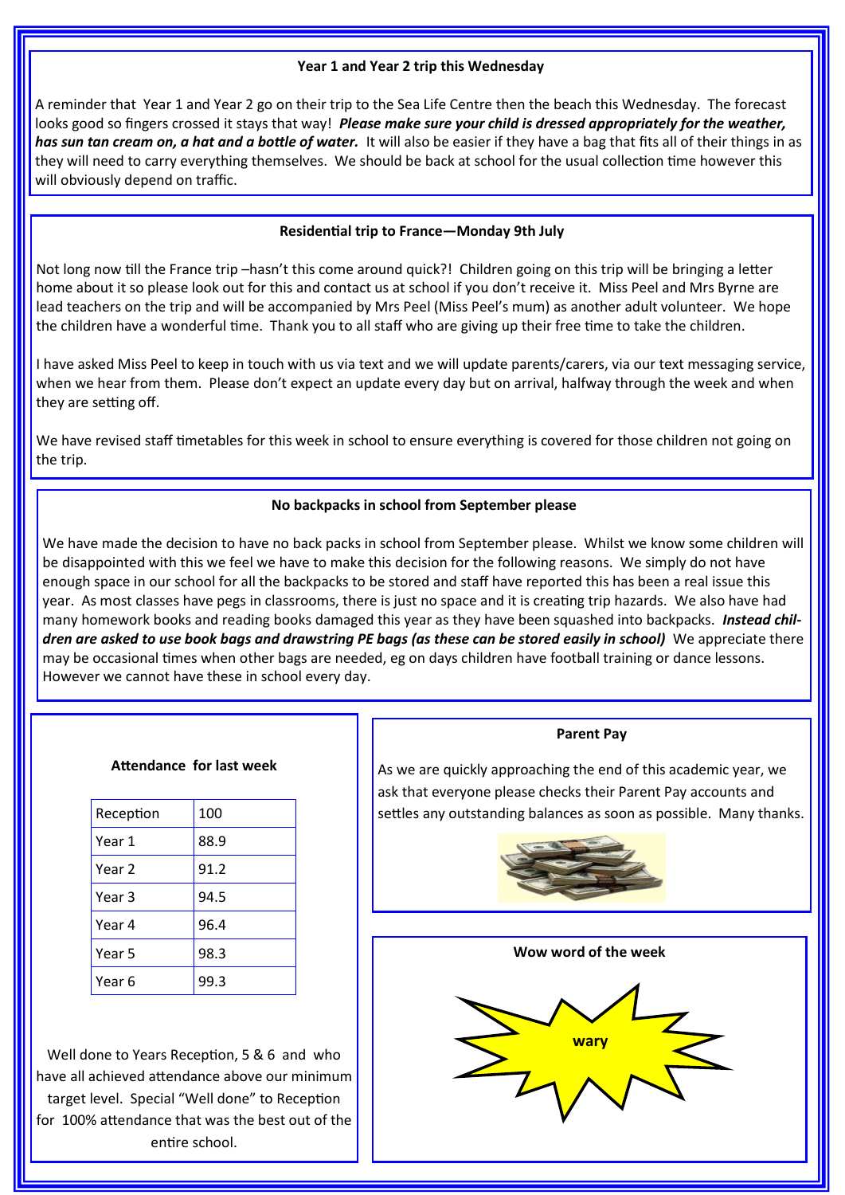### Year 1 and Year 2 trip this Wednesday

A reminder that Year 1 and Year 2 go on their trip to the Sea Life Centre then the beach this Wednesday. The forecast looks good so fingers crossed it stays that way! ***Please make sure your child is dressed appropriately for the weather, has sun tan cream on, a hat and a bottle of water.*** It will also be easier if they have a bag that fits all of their things in as they will need to carry everything themselves. We should be back at school for the usual collection time however this will obviously depend on traffic.

### Residential trip to France—Monday 9th July

Not long now till the France trip –hasn't this come around quick?! Children going on this trip will be bringing a letter home about it so please look out for this and contact us at school if you don't receive it. Miss Peel and Mrs Byrne are lead teachers on the trip and will be accompanied by Mrs Peel (Miss Peel's mum) as another adult volunteer. We hope the children have a wonderful time. Thank you to all staff who are giving up their free time to take the children.

I have asked Miss Peel to keep in touch with us via text and we will update parents/carers, via our text messaging service, when we hear from them. Please don't expect an update every day but on arrival, halfway through the week and when they are setting off.

We have revised staff timetables for this week in school to ensure everything is covered for those children not going on the trip.

### No backpacks in school from September please

We have made the decision to have no back packs in school from September please. Whilst we know some children will be disappointed with this we feel we have to make this decision for the following reasons. We simply do not have enough space in our school for all the backpacks to be stored and staff have reported this has been a real issue this year. As most classes have pegs in classrooms, there is just no space and it is creating trip hazards. We also have had many homework books and reading books damaged this year as they have been squashed into backpacks. ***Instead children are asked to use book bags and drawstring PE bags (as these can be stored easily in school)*** We appreciate there may be occasional times when other bags are needed, eg on days children have football training or dance lessons. However we cannot have these in school every day.

### Attendance for last week

| | |
|---|---|
| Reception | 100 |
| Year 1 | 88.9 |
| Year 2 | 91.2 |
| Year 3 | 94.5 |
| Year 4 | 96.4 |
| Year 5 | 98.3 |
| Year 6 | 99.3 |

Well done to Years Reception, 5 & 6 and who have all achieved attendance above our minimum target level. Special "Well done" to Reception for 100% attendance that was the best out of the entire school.

### Parent Pay

As we are quickly approaching the end of this academic year, we ask that everyone please checks their Parent Pay accounts and settles any outstanding balances as soon as possible. Many thanks.

### Wow word of the week

**wary**